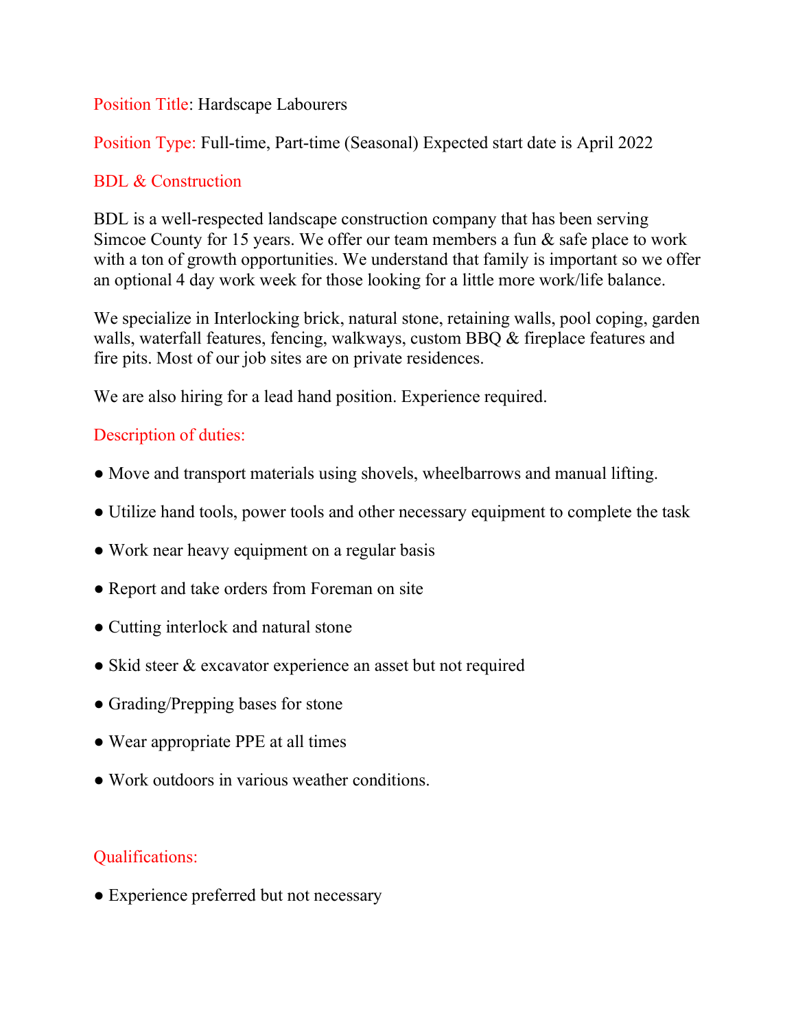**Position Title**: Hardscape Labourers

**Position Type:** Full-time, Part-time (Seasonal) Expected start date is April 2022

## BDL & Construction

BDL is a well-respected landscape construction company that has been serving Simcoe County for 15 years. We offer our team members a fun & safe place to work with a ton of growth opportunities. We understand that family is important so we offer an optional 4 day work week for those looking for a little more work/life balance.

We specialize in Interlocking brick, natural stone, retaining walls, pool coping, garden walls, waterfall features, fencing, walkways, custom BBQ & fireplace features and fire pits. Most of our job sites are on private residences.

We are also hiring for a lead hand position. Experience required.

## Description of duties:

- Move and transport materials using shovels, wheelbarrows and manual lifting.
- Utilize hand tools, power tools and other necessary equipment to complete the task
- Work near heavy equipment on a regular basis
- Report and take orders from Foreman on site
- Cutting interlock and natural stone
- Skid steer & excavator experience an asset but not required
- Grading/Prepping bases for stone
- Wear appropriate PPE at all times
- Work outdoors in various weather conditions.

## Qualifications:

- Experience preferred but not necessary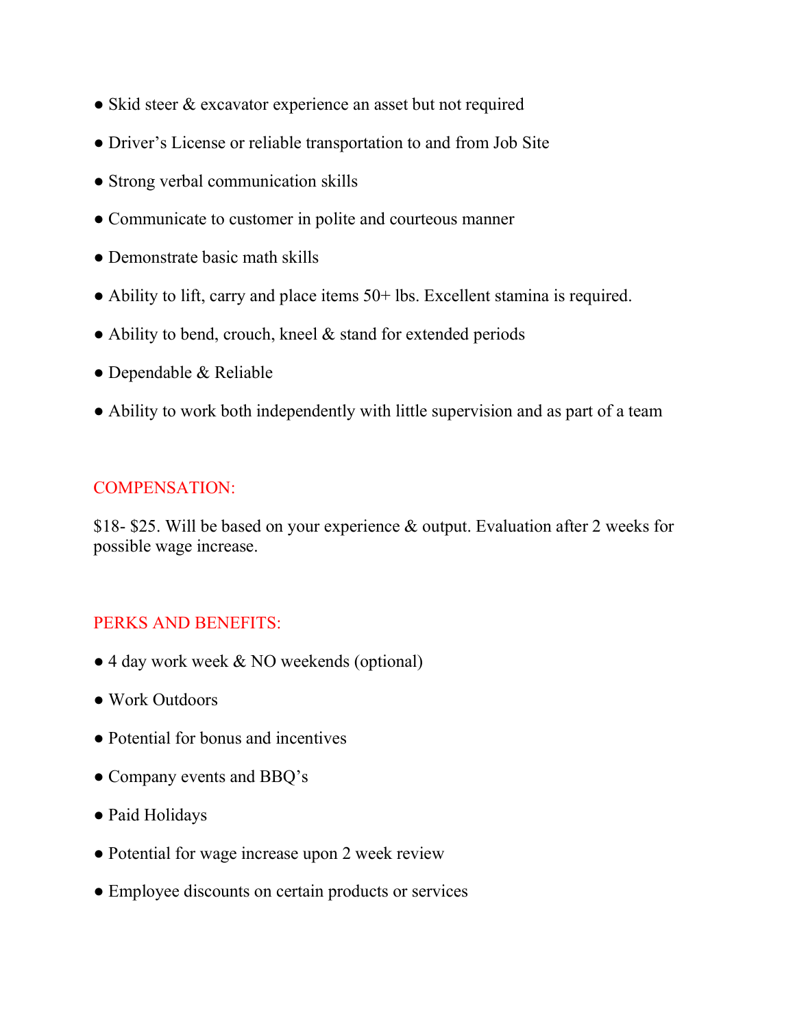- Skid steer & excavator experience an asset but not required
- Driver's License or reliable transportation to and from Job Site
- Strong verbal communication skills
- Communicate to customer in polite and courteous manner
- Demonstrate basic math skills
- Ability to lift, carry and place items 50+ lbs. Excellent stamina is required.
- Ability to bend, crouch, kneel & stand for extended periods
- Dependable & Reliable
- Ability to work both independently with little supervision and as part of a team

## COMPENSATION:

$18- $25. Will be based on your experience & output. Evaluation after 2 weeks for possible wage increase.

## PERKS AND BENEFITS:

- 4 day work week & NO weekends (optional)
- Work Outdoors
- Potential for bonus and incentives
- Company events and BBQ's
- Paid Holidays
- Potential for wage increase upon 2 week review
- Employee discounts on certain products or services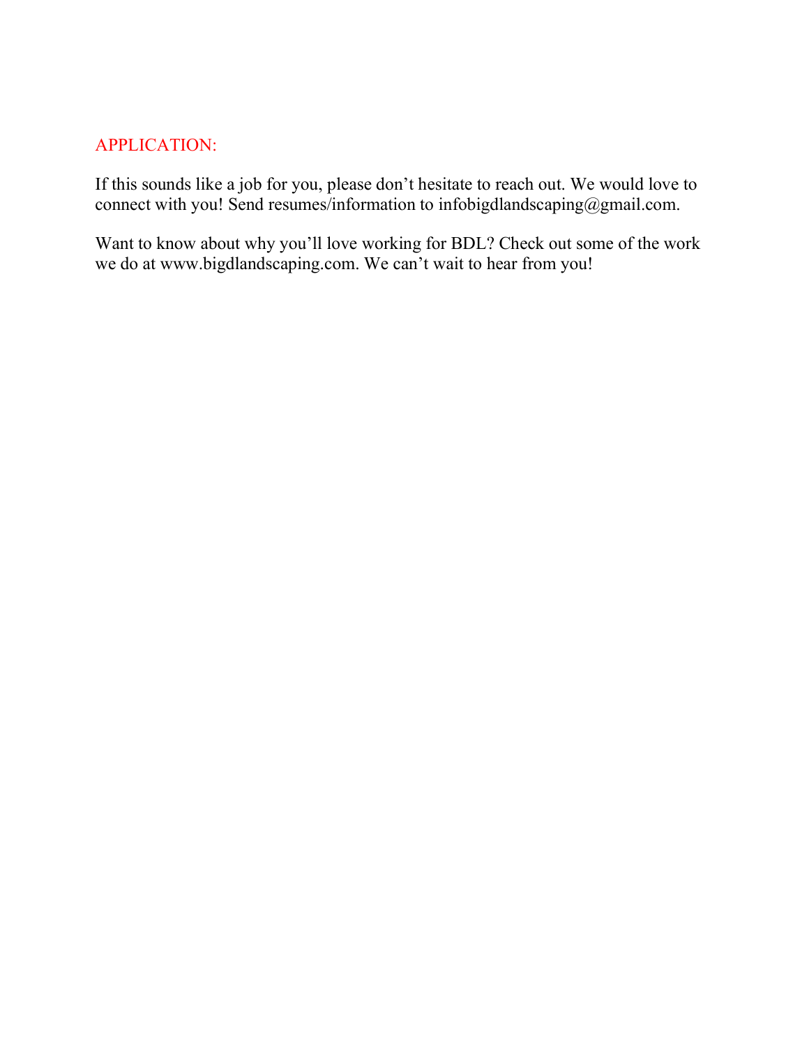## APPLICATION:

If this sounds like a job for you, please don't hesitate to reach out. We would love to connect with you! Send resumes/information to infobigdlandscaping@gmail.com.

Want to know about why you'll love working for BDL? Check out some of the work we do at www.bigdlandscaping.com. We can't wait to hear from you!